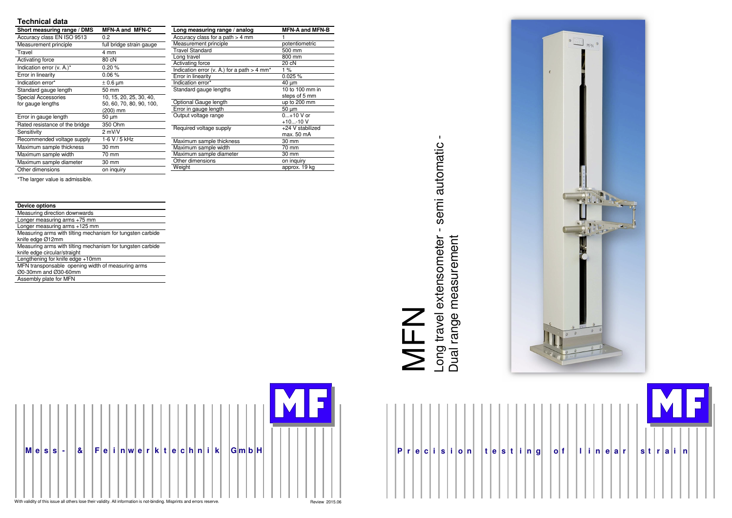## Technical data

| Short measuring range / DMS | MFN-A and MFN-C |
|---|---|
| Accuracy class EN ISO 9513 | 0.2 |
| Measurement principle | full bridge strain gauge |
| Travel | 4 mm |
| Activating force | 80 cN |
| Indication error (v. A.)* | 0.20 % |
| Error in linearity | 0.06 % |
| Indication error* | ± 0.6 µm |
| Standard gauge length | 50 mm |
| Special Accessories for gauge lengths | 10, 15, 20, 25, 30, 40, 50, 60, 70, 80, 90, 100, (200) mm |
| Error in gauge length | 50 µm |
| Rated resistance of the bridge | 350 Ohm |
| Sensitivity | 2 mV/V |
| Recommended voltage supply | 1-6 V / 5 kHz |
| Maximum sample thickness | 30 mm |
| Maximum sample width | 70 mm |
| Maximum sample diameter | 30 mm |
| Other dimensions | on inquiry |

*The larger value is admissible.

| Long measuring range / analog | MFN-A and MFN-B |
|---|---|
| Accuracy class for a path > 4 mm | 1 |
| Measurement principle | potentiometric |
| Travel Standard | 500 mm |
| Long travel | 800 mm |
| Activating force | 20 cN |
| Indication error (v. A.) for a path > 4 mm* | 1 % |
| Error in linearity | 0.025 % |
| Indication error* | 40 µm |
| Standard gauge lengths | 10 to 100 mm in steps of 5 mm |
| Optional Gauge length | up to 200 mm |
| Error in gauge length | 50 µm |
| Output voltage range | 0...+10 V or +10...-10 V |
| Required voltage supply | +24 V stabilized max. 50 mA |
| Maximum sample thickness | 30 mm |
| Maximum sample width | 70 mm |
| Maximum sample diameter | 30 mm |
| Other dimensions | on inquiry |
| Weight | approx. 19 kg |

| Device options |
|---|
| Measuring direction downwards |
| Longer measuring arms +75 mm |
| Longer measuring arms +125 mm |
| Measuring arms with tilting mechanism for tungsten carbide knife edge Ø12mm |
| Measuring arms with tilting mechanism for tungsten carbide knife edge circular/straight |
| Lengthening for knife edge +10mm |
| MFN transponsable opening width of measuring arms Ø0-30mm and Ø30-60mm |
| Assembly plate for MFN |

MF

Mess- & Feinwerktechnik GmbH

With validity of this issue all others lose their validity. All information is not-binding. Misprints and errors reserve.

Review 2015.06

# MFN

## Long travel extensometer - semi automatic - Dual range measurement

MF

Precision testing of linear strain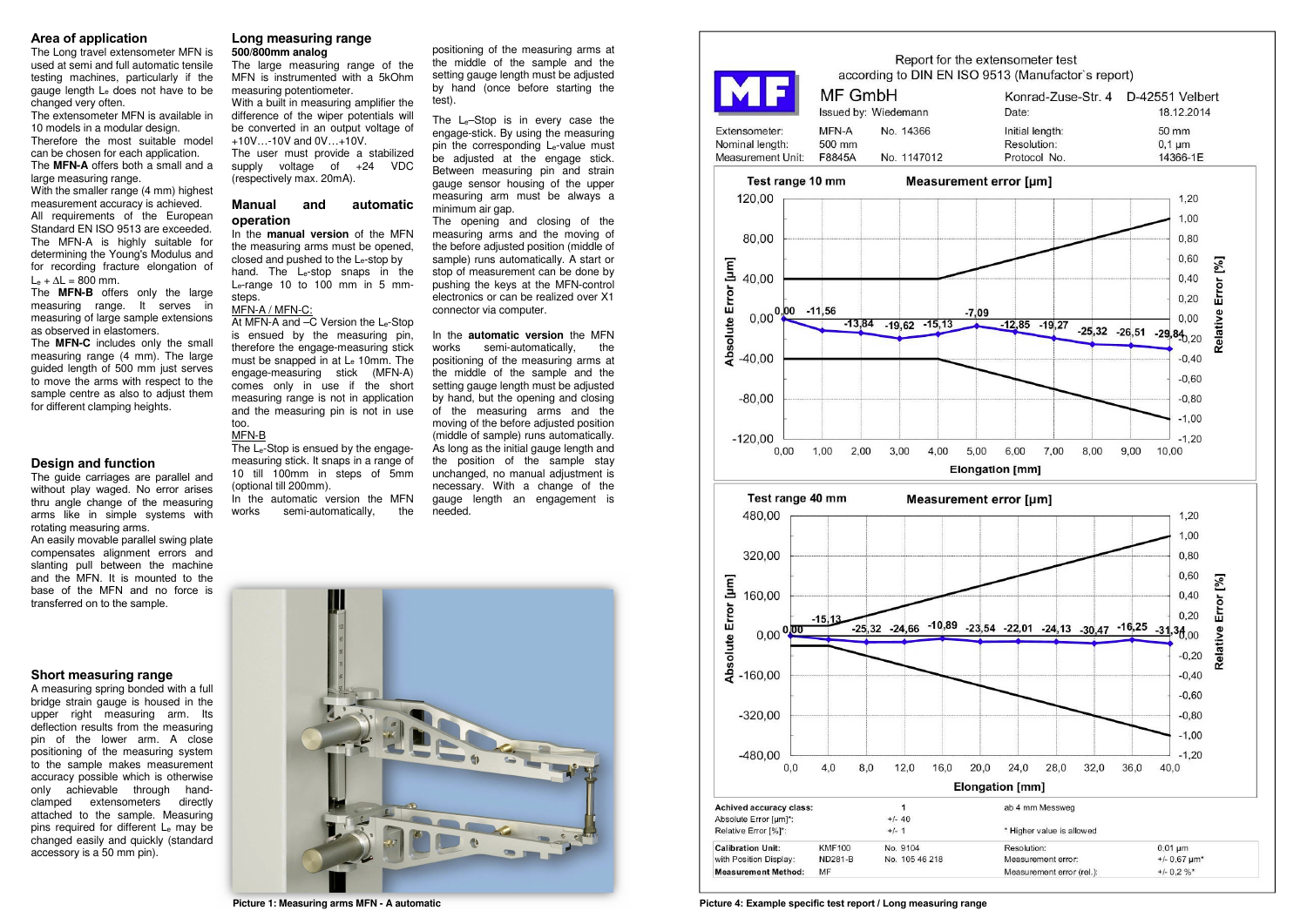## Area of application

The Long travel extensometer MFN is used at semi and full automatic tensile testing machines, particularly if the gauge length $L_e$ does not have to be changed very often.

The extensometer MFN is available in 10 models in a modular design.

Therefore the most suitable model can be chosen for each application.

The **MFN-A** offers both a small and a large measuring range.

With the smaller range (4 mm) highest measurement accuracy is achieved.

All requirements of the European Standard EN ISO 9513 are exceeded.

The MFN-A is highly suitable for determining the Young's Modulus and for recording fracture elongation of $L_e + \Delta L = 800$ mm.

The **MFN-B** offers only the large measuring range. It serves in measuring of large sample extensions as observed in elastomers.

The **MFN-C** includes only the small measuring range (4 mm). The large guided length of 500 mm just serves to move the arms with respect to the sample centre as also to adjust them for different clamping heights.

## Design and function

The guide carriages are parallel and without play waged. No error arises thru angle change of the measuring arms like in simple systems with rotating measuring arms.

An easily movable parallel swing plate compensates alignment errors and slanting pull between the machine and the MFN. It is mounted to the base of the MFN and no force is transferred on to the sample.

## Short measuring range

A measuring spring bonded with a full bridge strain gauge is housed in the upper right measuring arm. Its deflection results from the measuring pin of the lower arm. A close positioning of the measuring system to the sample makes measurement accuracy possible which is otherwise only achievable through hand-clamped extensometers directly attached to the sample. Measuring pins required for different $L_e$ may be changed easily and quickly (standard accessory is a 50 mm pin).

## Long measuring range

**500/800mm analog**

The large measuring range of the MFN is instrumented with a 5kOhm measuring potentiometer.

With a built in measuring amplifier the difference of the wiper potentials will be converted in an output voltage of +10V…-10V and 0V…+10V.

The user must provide a stabilized supply voltage of +24 VDC (respectively max. 20mA).

## Manual and automatic operation

In the **manual version** of the MFN the measuring arms must be opened, closed and pushed to the $L_e$-stop by hand. The $L_e$-stop snaps in the $L_e$-range 10 to 100 mm in 5 mm-steps.

MFN-A / MFN-C:

At MFN-A and –C Version the $L_e$-Stop is ensued by the measuring pin, therefore the engage-measuring stick must be snapped in at $L_e$ 10mm. The engage-measuring stick (MFN-A) comes only in use if the short measuring range is not in application and the measuring pin is not in use too.

MFN-B

The $L_e$-Stop is ensued by the engage-measuring stick. It snaps in a range of 10 till 100mm in steps of 5mm (optional till 200mm).

In the automatic version the MFN works semi-automatically, the positioning of the measuring arms at the middle of the sample and the setting gauge length must be adjusted by hand (once before starting the test).

The $L_e$–Stop is in every case the engage-stick. By using the measuring pin the corresponding $L_e$-value must be adjusted at the engage stick. Between measuring pin and strain gauge sensor housing of the upper measuring arm must be always a minimum air gap.

The opening and closing of the measuring arms and the moving of the before adjusted position (middle of sample) runs automatically. A start or stop of measurement can be done by pushing the keys at the MFN-control electronics or can be realized over X1 connector via computer.

In the **automatic version** the MFN works semi-automatically, the positioning of the measuring arms at the middle of the sample and the setting gauge length must be adjusted by hand, but the opening and closing of the measuring arms and the moving of the before adjusted position (middle of sample) runs automatically. As long as the initial gauge length and the position of the sample stay unchanged, no manual adjustment is necessary. With a change of the gauge length an engagement is needed.

Picture 1: Measuring arms MFN - A automatic

Report for the extensometer test according to DIN EN ISO 9513 (Manufactor`s report)

MF GmbH — Konrad-Zuse-Str. 4 — D-42551 Velbert

| | | | | |
|---|---|---|---|---|
| Issued by: Wiedemann | | | Date: | 18.12.2014 |
| Extensometer: | MFN-A | No. 14366 | Initial length: | 50 mm |
| Nominal length: | 500 mm | | Resolution: | 0,1 µm |
| Measurement Unit: | F8845A | No. 1147012 | Protocol No. | 14366-1E |

Test range 10 mm — Measurement error [µm]

| Elongation [mm] | 0,00 | 1,00 | 2,00 | 3,00 | 4,00 | 5,00 | 6,00 | 7,00 | 8,00 | 9,00 | 10,00 |
|---|---|---|---|---|---|---|---|---|---|---|---|
| Absolute Error [µm] | 0,00 | -11,56 | -13,84 | -19,62 | -15,13 | -7,09 | -12,85 | -19,27 | -25,32 | -26,51 | -29,84 |

Test range 40 mm — Measurement error [µm]

| Elongation [mm] | 0,0 | 4,0 | 8,0 | 12,0 | 16,0 | 20,0 | 24,0 | 28,0 | 32,0 | 36,0 | 40,0 |
|---|---|---|---|---|---|---|---|---|---|---|---|
| Absolute Error [µm] | 0,00 | -15,13 | -25,32 | -24,66 | -10,89 | -23,54 | -22,01 | -24,13 | -30,47 | -16,25 | -31,34 |

| | | | |
|---|---|---|---|
| Achived accuracy class: | 1 | ab 4 mm Messweg | |
| Absolute Error [µm]*: | +/- 40 | | |
| Relative Error [%]*: | +/- 1 | * Higher value is allowed | |

| | | | | |
|---|---|---|---|---|
| Calibration Unit: | KMF100 | No. 9104 | Resolution: | 0.01 µm |
| with Position Display: | ND281-B | No. 105 46 218 | Measurement error: | +/- 0,67 µm* |
| Measurement Method: | MF | | Measurement error (rel.): | +/- 0,2 %* |

Picture 4: Example specific test report / Long measuring range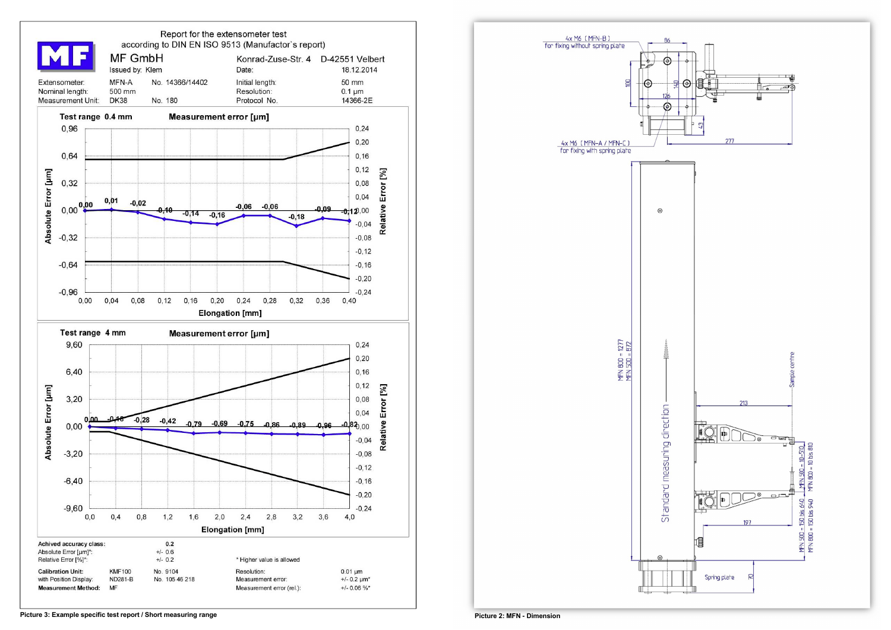Report for the extensometer test
according to DIN EN ISO 9513 (Manufactor´s report)

MF GmbH

Issued by: Klem

Konrad-Zuse-Str. 4 D-42551 Velbert

| | | | | |
|---|---|---|---|---|
| Extensometer: | MFN-A | No. 14366/14402 | Initial length: | 50 mm |
| Nominal length: | 500 mm | | Resolution: | 0.1 µm |
| Measurement Unit: | DK38 | No. 180 | Protocol No. | 14366-2E |
| | | | Date: | 18.12.2014 |

Test range 0.4 mm — Measurement error [µm]

| Elongation [mm] | 0,00 | 0,04 | 0,08 | 0,12 | 0,16 | 0,20 | 0,24 | 0,28 | 0,32 | 0,36 | 0,40 |
|---|---|---|---|---|---|---|---|---|---|---|---|
| Absolute Error [µm] | 0,00 | 0,01 | -0,02 | -0,10 | -0,14 | -0,16 | -0,06 | -0,06 | -0,18 | -0,09 | -0,12 |

Test range 4 mm — Measurement error [µm]

| Elongation [mm] | 0,0 | 0,4 | 0,8 | 1,2 | 1,6 | 2,0 | 2,4 | 2,8 | 3,2 | 3,6 | 4,0 |
|---|---|---|---|---|---|---|---|---|---|---|---|
| Absolute Error [µm] | 0,00 | -0,16 | -0,28 | -0,42 | -0,79 | -0,69 | -0,75 | -0,86 | -0,89 | -0,96 | -0,82 |

| | | | |
|---|---|---|---|
| Achived accuracy class: | 0.2 | | |
| Absolute Error [µm]*: | +/- 0.6 | | |
| Relative Error [%]*: | +/- 0.2 | * Higher value is allowed | |
| Calibration Unit: | KMF100 | No. 9104 | Resolution: 0.01 µm |
| with Position Display: | ND281-B | No. 105 46 218 | Measurement error: +/- 0.2 µm* |
| Measurement Method: | MF | | Measurement error (rel.): +/- 0.06 %* |

Picture 3: Example specific test report / Short measuring range

4x M6 ( MFN-B ) for fixing without spring plate

4x M6 ( MFN-A / MFN-C ) for fixing with spring plate

Standard measuring direction

MFN 800 = 1277
MFN 500 = 872

Sample centre

MFN 500 = 10-510
MFN 800 = 10 bis 810

MFN 500 = 150 bis 640
MFN 800 = 150 bis 940

Spring plate

Picture 2: MFN - Dimension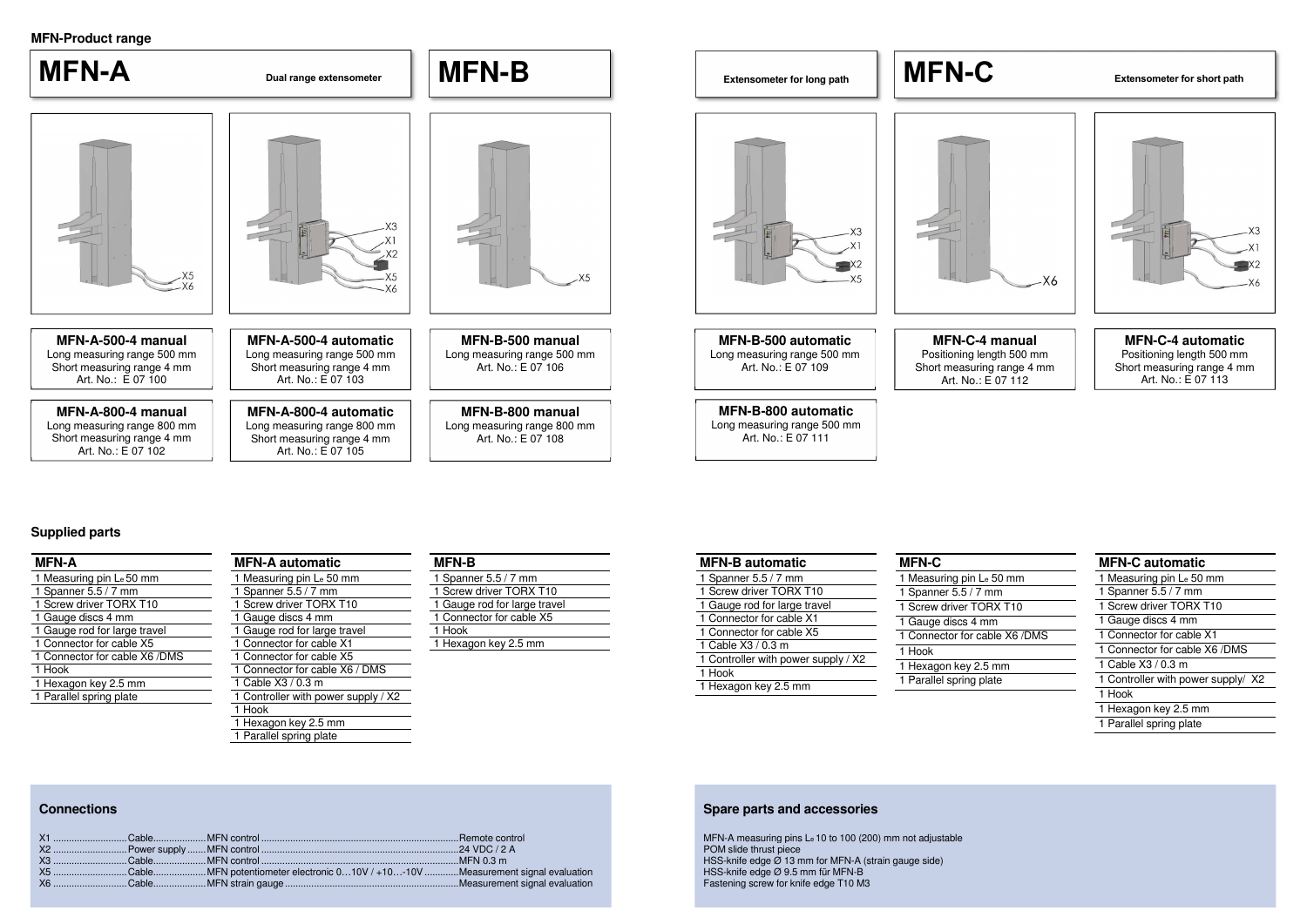**MFN-Product range**

# MFN-A

Dual range extensometer

X5
X6

X3
X1
X2
X5
X6

**MFN-A-500-4 manual**
Long measuring range 500 mm
Short measuring range 4 mm
Art. No.: E 07 100

**MFN-A-800-4 manual**
Long measuring range 800 mm
Short measuring range 4 mm
Art. No.: E 07 102

**MFN-A-500-4 automatic**
Long measuring range 500 mm
Short measuring range 4 mm
Art. No.: E 07 103

**MFN-A-800-4 automatic**
Long measuring range 800 mm
Short measuring range 4 mm
Art. No.: E 07 105

# MFN-B

Extensometer for long path

X5

X3
X1
X2
X5

**MFN-B-500 manual**
Long measuring range 500 mm
Art. No.: E 07 106

**MFN-B-800 manual**
Long measuring range 800 mm
Art. No.: E 07 108

**MFN-B-500 automatic**
Long measuring range 500 mm
Art. No.: E 07 109

**MFN-B-800 automatic**
Long measuring range 500 mm
Art. No.: E 07 111

# MFN-C

Extensometer for short path

X6

X3
X1
X2
X6

**MFN-C-4 manual**
Positioning length 500 mm
Short measuring range 4 mm
Art. No.: E 07 112

**MFN-C-4 automatic**
Positioning length 500 mm
Short measuring range 4 mm
Art. No.: E 07 113

## Supplied parts

| MFN-A |
|---|
| 1 Measuring pin $L_e$ 50 mm |
| 1 Spanner 5.5 / 7 mm |
| 1 Screw driver TORX T10 |
| 1 Gauge discs 4 mm |
| 1 Gauge rod for large travel |
| 1 Connector for cable X5 |
| 1 Connector for cable X6 /DMS |
| 1 Hook |
| 1 Hexagon key 2.5 mm |
| 1 Parallel spring plate |

| MFN-A automatic |
|---|
| 1 Measuring pin $L_e$ 50 mm |
| 1 Spanner 5.5 / 7 mm |
| 1 Screw driver TORX T10 |
| 1 Gauge discs 4 mm |
| 1 Gauge rod for large travel |
| 1 Connector for cable X1 |
| 1 Connector for cable X5 |
| 1 Connector for cable X6 / DMS |
| 1 Cable X3 / 0.3 m |
| 1 Controller with power supply / X2 |
| 1 Hook |
| 1 Hexagon key 2.5 mm |
| 1 Parallel spring plate |

| MFN-B |
|---|
| 1 Spanner 5.5 / 7 mm |
| 1 Screw driver TORX T10 |
| 1 Gauge rod for large travel |
| 1 Connector for cable X5 |
| 1 Hook |
| 1 Hexagon key 2.5 mm |

| MFN-B automatic |
|---|
| 1 Spanner 5.5 / 7 mm |
| 1 Screw driver TORX T10 |
| 1 Gauge rod for large travel |
| 1 Connector for cable X1 |
| 1 Connector for cable X5 |
| 1 Cable X3 / 0.3 m |
| 1 Controller with power supply / X2 |
| 1 Hook |
| 1 Hexagon key 2.5 mm |

| MFN-C |
|---|
| 1 Measuring pin $L_e$ 50 mm |
| 1 Spanner 5.5 / 7 mm |
| 1 Screw driver TORX T10 |
| 1 Gauge discs 4 mm |
| 1 Connector for cable X6 /DMS |
| 1 Hook |
| 1 Hexagon key 2.5 mm |
| 1 Parallel spring plate |

| MFN-C automatic |
|---|
| 1 Measuring pin $L_e$ 50 mm |
| 1 Spanner 5.5 / 7 mm |
| 1 Screw driver TORX T10 |
| 1 Gauge discs 4 mm |
| 1 Connector for cable X1 |
| 1 Connector for cable X6 /DMS |
| 1 Cable X3 / 0.3 m |
| 1 Controller with power supply/ X2 |
| 1 Hook |
| 1 Hexagon key 2.5 mm |
| 1 Parallel spring plate |

## Connections

| | | | |
|---|---|---|---|
| X1 | Cable | MFN control | Remote control |
| X2 | Power supply | MFN control | 24 VDC / 2 A |
| X3 | Cable | MFN control | MFN 0.3 m |
| X5 | Cable | MFN potentiometer electronic 0…10V / +10…-10V | Measurement signal evaluation |
| X6 | Cable | MFN strain gauge | Measurement signal evaluation |

## Spare parts and accessories

MFN-A measuring pins $L_e$ 10 to 100 (200) mm not adjustable
POM slide thrust piece
HSS-knife edge Ø 13 mm for MFN-A (strain gauge side)
HSS-knife edge Ø 9.5 mm für MFN-B
Fastening screw for knife edge T10 M3